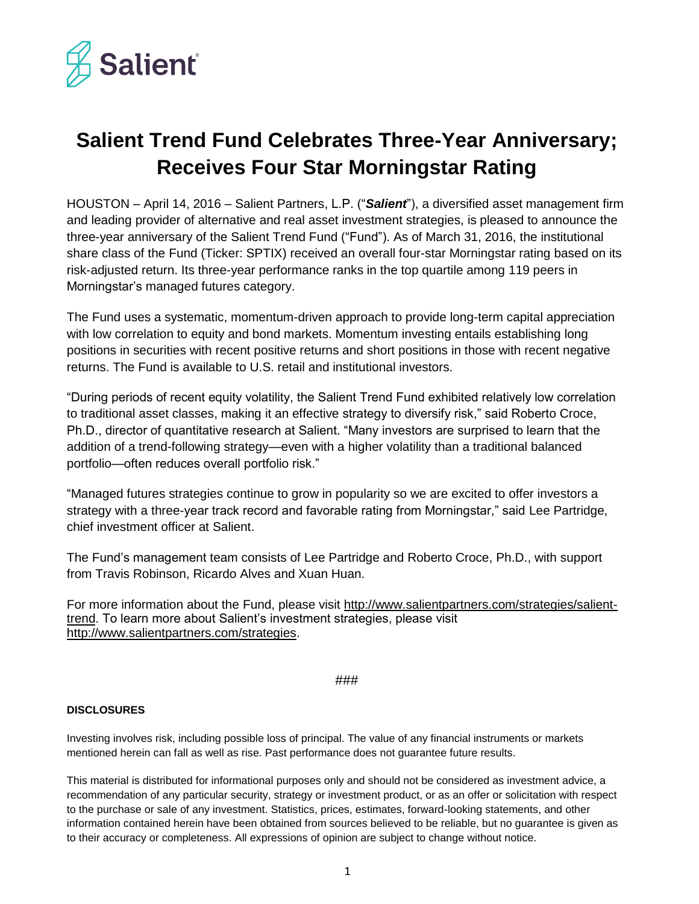# Salient Trend Fund Celebrates Three-Year Anniversary; Receives Four Star Morningstar Rating

HOUSTON – April 14, 2016 – Salient Partners, L.P. ("***Salient***"), a diversified asset management firm and leading provider of alternative and real asset investment strategies, is pleased to announce the three-year anniversary of the Salient Trend Fund ("Fund"). As of March 31, 2016, the institutional share class of the Fund (Ticker: SPTIX) received an overall four-star Morningstar rating based on its risk-adjusted return. Its three-year performance ranks in the top quartile among 119 peers in Morningstar's managed futures category.

The Fund uses a systematic, momentum-driven approach to provide long-term capital appreciation with low correlation to equity and bond markets. Momentum investing entails establishing long positions in securities with recent positive returns and short positions in those with recent negative returns. The Fund is available to U.S. retail and institutional investors.

"During periods of recent equity volatility, the Salient Trend Fund exhibited relatively low correlation to traditional asset classes, making it an effective strategy to diversify risk," said Roberto Croce, Ph.D., director of quantitative research at Salient. "Many investors are surprised to learn that the addition of a trend-following strategy—even with a higher volatility than a traditional balanced portfolio—often reduces overall portfolio risk."

"Managed futures strategies continue to grow in popularity so we are excited to offer investors a strategy with a three-year track record and favorable rating from Morningstar," said Lee Partridge, chief investment officer at Salient.

The Fund's management team consists of Lee Partridge and Roberto Croce, Ph.D., with support from Travis Robinson, Ricardo Alves and Xuan Huan.

For more information about the Fund, please visit http://www.salientpartners.com/strategies/salient-trend. To learn more about Salient's investment strategies, please visit http://www.salientpartners.com/strategies.

###

**DISCLOSURES**

Investing involves risk, including possible loss of principal. The value of any financial instruments or markets mentioned herein can fall as well as rise. Past performance does not guarantee future results.

This material is distributed for informational purposes only and should not be considered as investment advice, a recommendation of any particular security, strategy or investment product, or as an offer or solicitation with respect to the purchase or sale of any investment. Statistics, prices, estimates, forward-looking statements, and other information contained herein have been obtained from sources believed to be reliable, but no guarantee is given as to their accuracy or completeness. All expressions of opinion are subject to change without notice.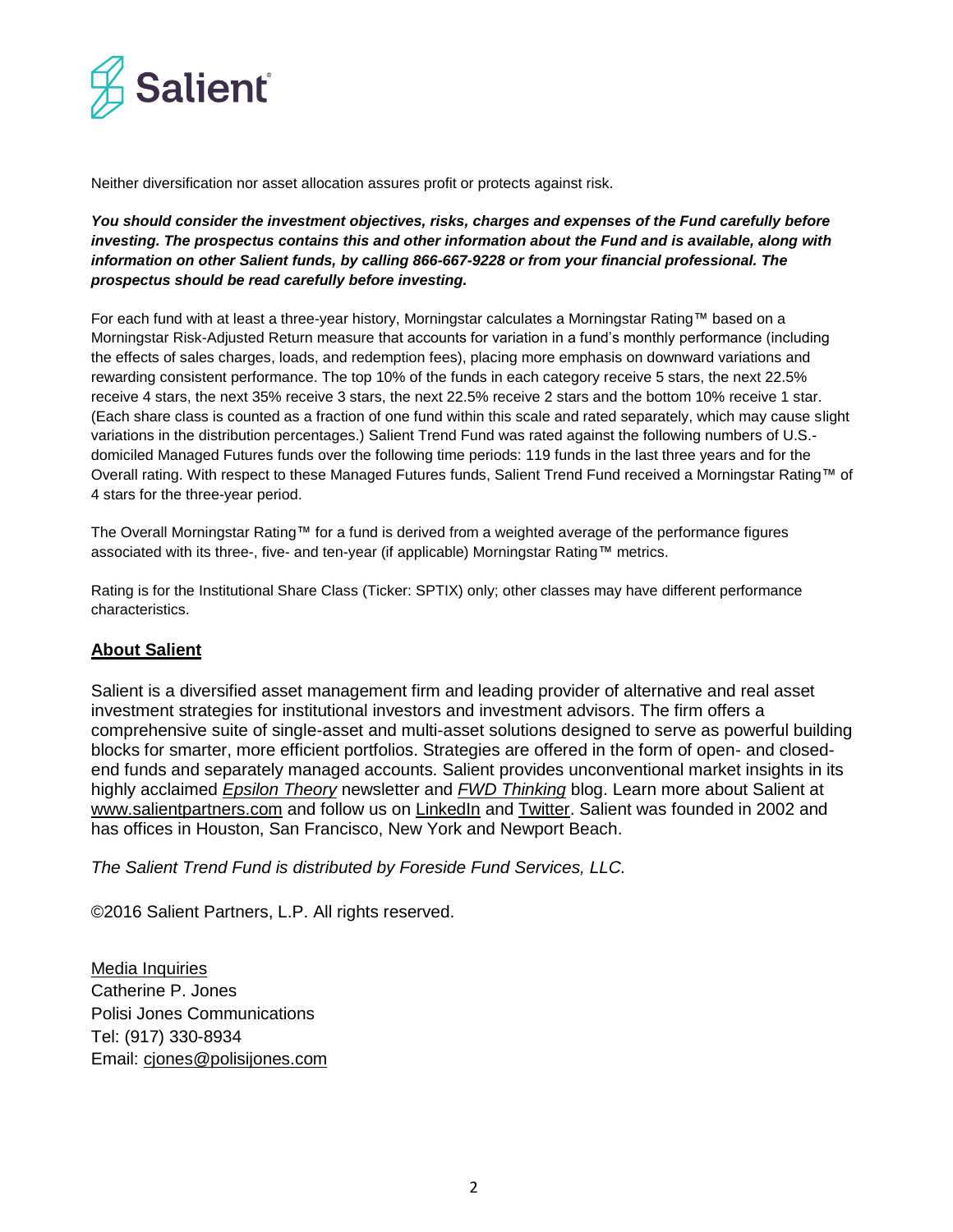Neither diversification nor asset allocation assures profit or protects against risk.

***You should consider the investment objectives, risks, charges and expenses of the Fund carefully before investing. The prospectus contains this and other information about the Fund and is available, along with information on other Salient funds, by calling 866-667-9228 or from your financial professional. The prospectus should be read carefully before investing.***

For each fund with at least a three-year history, Morningstar calculates a Morningstar Rating™ based on a Morningstar Risk-Adjusted Return measure that accounts for variation in a fund's monthly performance (including the effects of sales charges, loads, and redemption fees), placing more emphasis on downward variations and rewarding consistent performance. The top 10% of the funds in each category receive 5 stars, the next 22.5% receive 4 stars, the next 35% receive 3 stars, the next 22.5% receive 2 stars and the bottom 10% receive 1 star. (Each share class is counted as a fraction of one fund within this scale and rated separately, which may cause slight variations in the distribution percentages.) Salient Trend Fund was rated against the following numbers of U.S.-domiciled Managed Futures funds over the following time periods: 119 funds in the last three years and for the Overall rating. With respect to these Managed Futures funds, Salient Trend Fund received a Morningstar Rating™ of 4 stars for the three-year period.

The Overall Morningstar Rating™ for a fund is derived from a weighted average of the performance figures associated with its three-, five- and ten-year (if applicable) Morningstar Rating™ metrics.

Rating is for the Institutional Share Class (Ticker: SPTIX) only; other classes may have different performance characteristics.

## About Salient

Salient is a diversified asset management firm and leading provider of alternative and real asset investment strategies for institutional investors and investment advisors. The firm offers a comprehensive suite of single-asset and multi-asset solutions designed to serve as powerful building blocks for smarter, more efficient portfolios. Strategies are offered in the form of open- and closed-end funds and separately managed accounts. Salient provides unconventional market insights in its highly acclaimed *Epsilon Theory* newsletter and *FWD Thinking* blog. Learn more about Salient at www.salientpartners.com and follow us on LinkedIn and Twitter. Salient was founded in 2002 and has offices in Houston, San Francisco, New York and Newport Beach.

*The Salient Trend Fund is distributed by Foreside Fund Services, LLC.*

©2016 Salient Partners, L.P. All rights reserved.

Media Inquiries
Catherine P. Jones
Polisi Jones Communications
Tel: (917) 330-8934
Email: cjones@polisijones.com